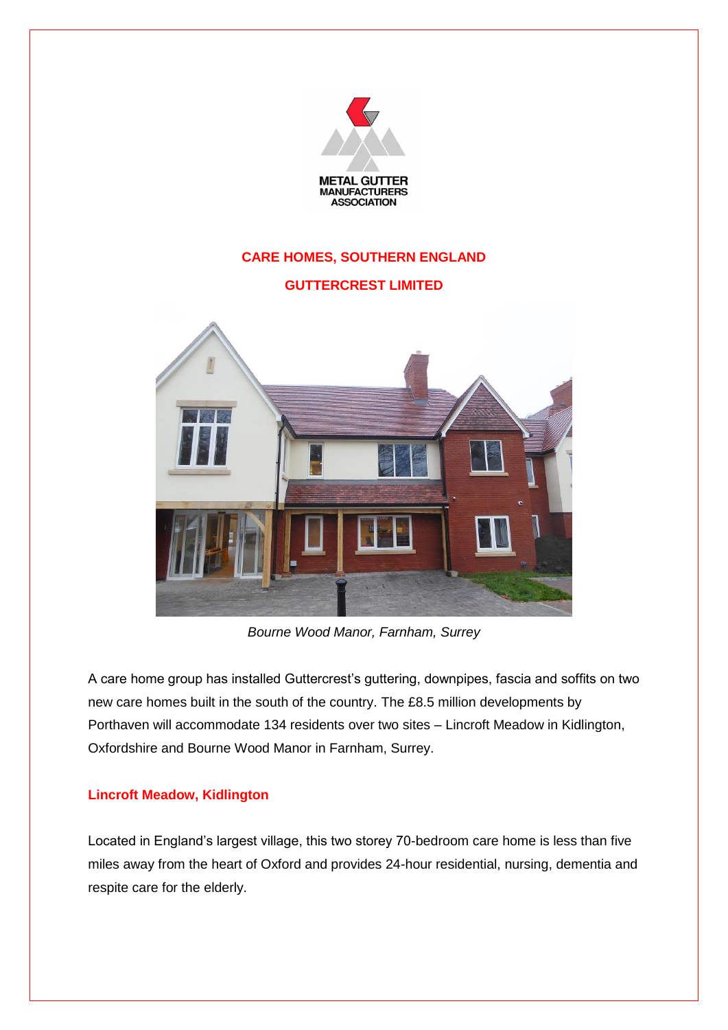METAL GUTTER MANUFACTURERS ASSOCIATION

# CARE HOMES, SOUTHERN ENGLAND

## GUTTERCREST LIMITED

*Bourne Wood Manor, Farnham, Surrey*

A care home group has installed Guttercrest's guttering, downpipes, fascia and soffits on two new care homes built in the south of the country. The £8.5 million developments by Porthaven will accommodate 134 residents over two sites – Lincroft Meadow in Kidlington, Oxfordshire and Bourne Wood Manor in Farnham, Surrey.

### Lincroft Meadow, Kidlington

Located in England's largest village, this two storey 70-bedroom care home is less than five miles away from the heart of Oxford and provides 24-hour residential, nursing, dementia and respite care for the elderly.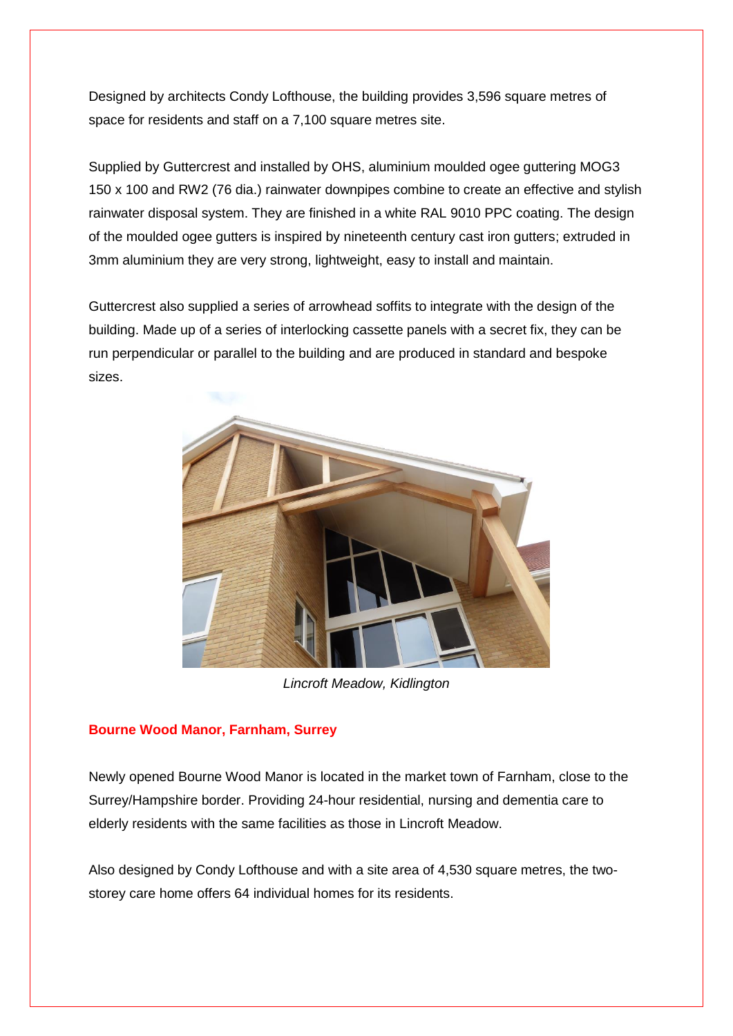Designed by architects Condy Lofthouse, the building provides 3,596 square metres of space for residents and staff on a 7,100 square metres site.

Supplied by Guttercrest and installed by OHS, aluminium moulded ogee guttering MOG3 150 x 100 and RW2 (76 dia.) rainwater downpipes combine to create an effective and stylish rainwater disposal system. They are finished in a white RAL 9010 PPC coating. The design of the moulded ogee gutters is inspired by nineteenth century cast iron gutters; extruded in 3mm aluminium they are very strong, lightweight, easy to install and maintain.

Guttercrest also supplied a series of arrowhead soffits to integrate with the design of the building. Made up of a series of interlocking cassette panels with a secret fix, they can be run perpendicular or parallel to the building and are produced in standard and bespoke sizes.

*Lincroft Meadow, Kidlington*

**Bourne Wood Manor, Farnham, Surrey**

Newly opened Bourne Wood Manor is located in the market town of Farnham, close to the Surrey/Hampshire border. Providing 24-hour residential, nursing and dementia care to elderly residents with the same facilities as those in Lincroft Meadow.

Also designed by Condy Lofthouse and with a site area of 4,530 square metres, the two-storey care home offers 64 individual homes for its residents.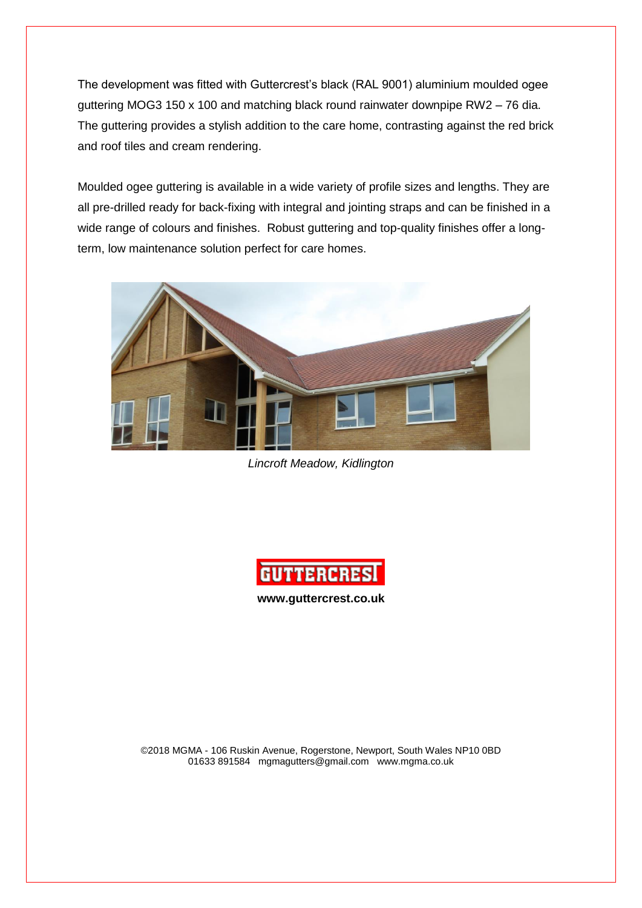The development was fitted with Guttercrest's black (RAL 9001) aluminium moulded ogee guttering MOG3 150 x 100 and matching black round rainwater downpipe RW2 – 76 dia. The guttering provides a stylish addition to the care home, contrasting against the red brick and roof tiles and cream rendering.

Moulded ogee guttering is available in a wide variety of profile sizes and lengths. They are all pre-drilled ready for back-fixing with integral and jointing straps and can be finished in a wide range of colours and finishes. Robust guttering and top-quality finishes offer a long-term, low maintenance solution perfect for care homes.

*Lincroft Meadow, Kidlington*

GUTTERCREST

**www.guttercrest.co.uk**

©2018 MGMA - 106 Ruskin Avenue, Rogerstone, Newport, South Wales NP10 0BD
01633 891584 mgmagutters@gmail.com www.mgma.co.uk